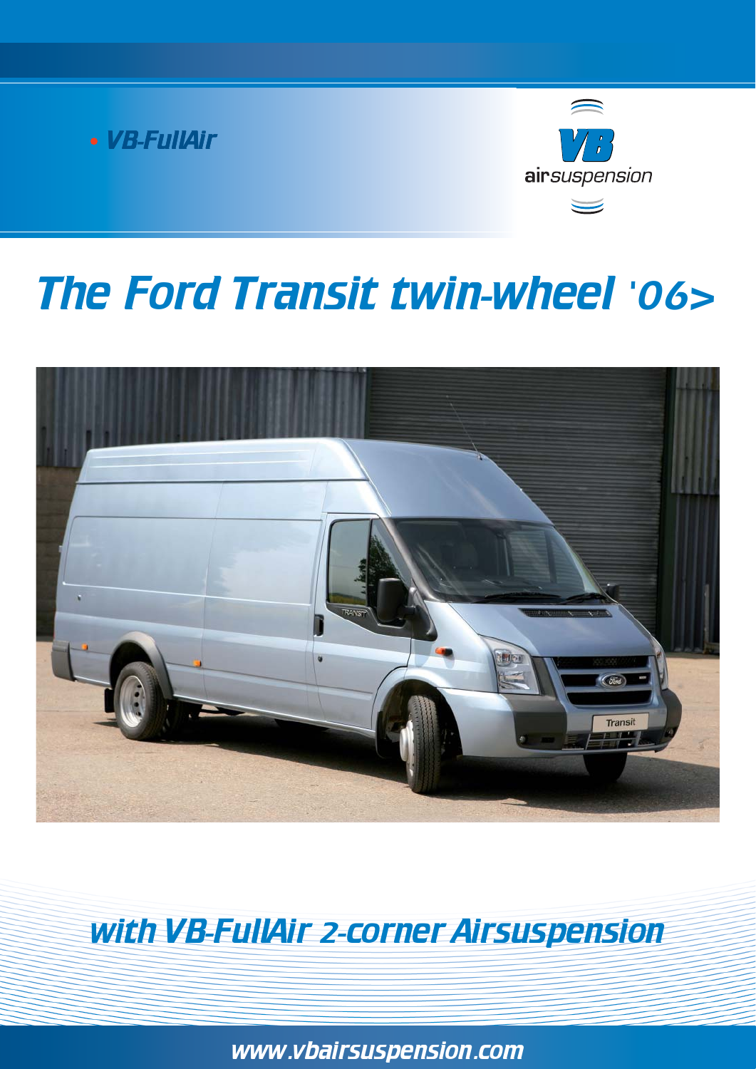• VB-FullAir

VB airsuspension

# The Ford Transit twin-wheel '06>

## with VB-FullAir 2-corner Airsuspension

www.vbairsuspension.com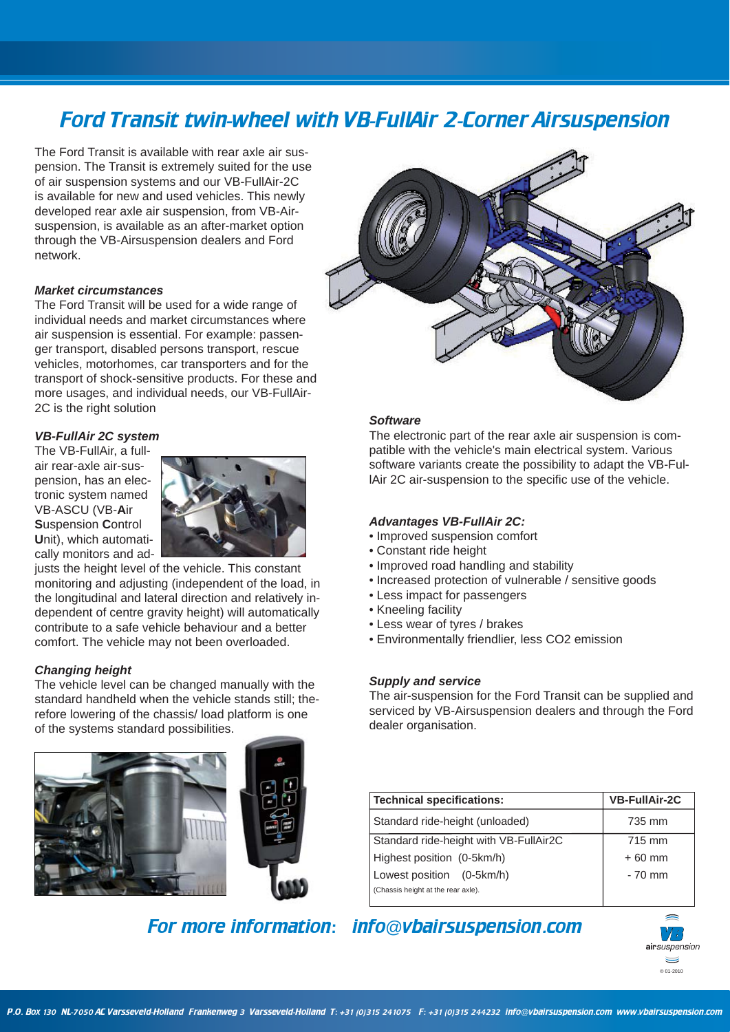# Ford Transit twin-wheel with VB-FullAir 2-Corner Airsuspension

The Ford Transit is available with rear axle air suspension. The Transit is extremely suited for the use of air suspension systems and our VB-FullAir-2C is available for new and used vehicles. This newly developed rear axle air suspension, from VB-Airsuspension, is available as an after-market option through the VB-Airsuspension dealers and Ford network.

### *Market circumstances*

The Ford Transit will be used for a wide range of individual needs and market circumstances where air suspension is essential. For example: passenger transport, disabled persons transport, rescue vehicles, motorhomes, car transporters and for the transport of shock-sensitive products. For these and more usages, and individual needs, our VB-FullAir-2C is the right solution

### *VB-FullAir 2C system*

The VB-FullAir, a full-air rear-axle air-suspension, has an electronic system named VB-ASCU (VB-**A**ir **S**uspension **C**ontrol **U**nit), which automatically monitors and adjusts the height level of the vehicle. This constant monitoring and adjusting (independent of the load, in the longitudinal and lateral direction and relatively independent of centre gravity height) will automatically contribute to a safe vehicle behaviour and a better comfort. The vehicle may not been overloaded.

### *Changing height*

The vehicle level can be changed manually with the standard handheld when the vehicle stands still; therefore lowering of the chassis/ load platform is one of the systems standard possibilities.

### *Software*

The electronic part of the rear axle air suspension is compatible with the vehicle's main electrical system. Various software variants create the possibility to adapt the VB-FullAir 2C air-suspension to the specific use of the vehicle.

### *Advantages VB-FullAir 2C:*

- Improved suspension comfort
- Constant ride height
- Improved road handling and stability
- Increased protection of vulnerable / sensitive goods
- Less impact for passengers
- Kneeling facility
- Less wear of tyres / brakes
- Environmentally friendlier, less $CO_2$ emission

### *Supply and service*

The air-suspension for the Ford Transit can be supplied and serviced by VB-Airsuspension dealers and through the Ford dealer organisation.

| Technical specifications: | VB-FullAir-2C |
|---|---|
| Standard ride-height (unloaded) | 735 mm |
| Standard ride-height with VB-FullAir2C | 715 mm |
| Highest position (0-5km/h) | + 60 mm |
| Lowest position (0-5km/h) | - 70 mm |
| (Chassis height at the rear axle). | |

## *For more information*: *info@vbairsuspension.com*

VB airsuspension

© 01-2010

P.O. Box 130 NL-7050 AC Varsseveld-Holland Frankenweg 3 Varsseveld-Holland T: +31 (0)315 241075 F: +31 (0)315 244232 info@vbairsuspension.com www.vbairsuspension.com